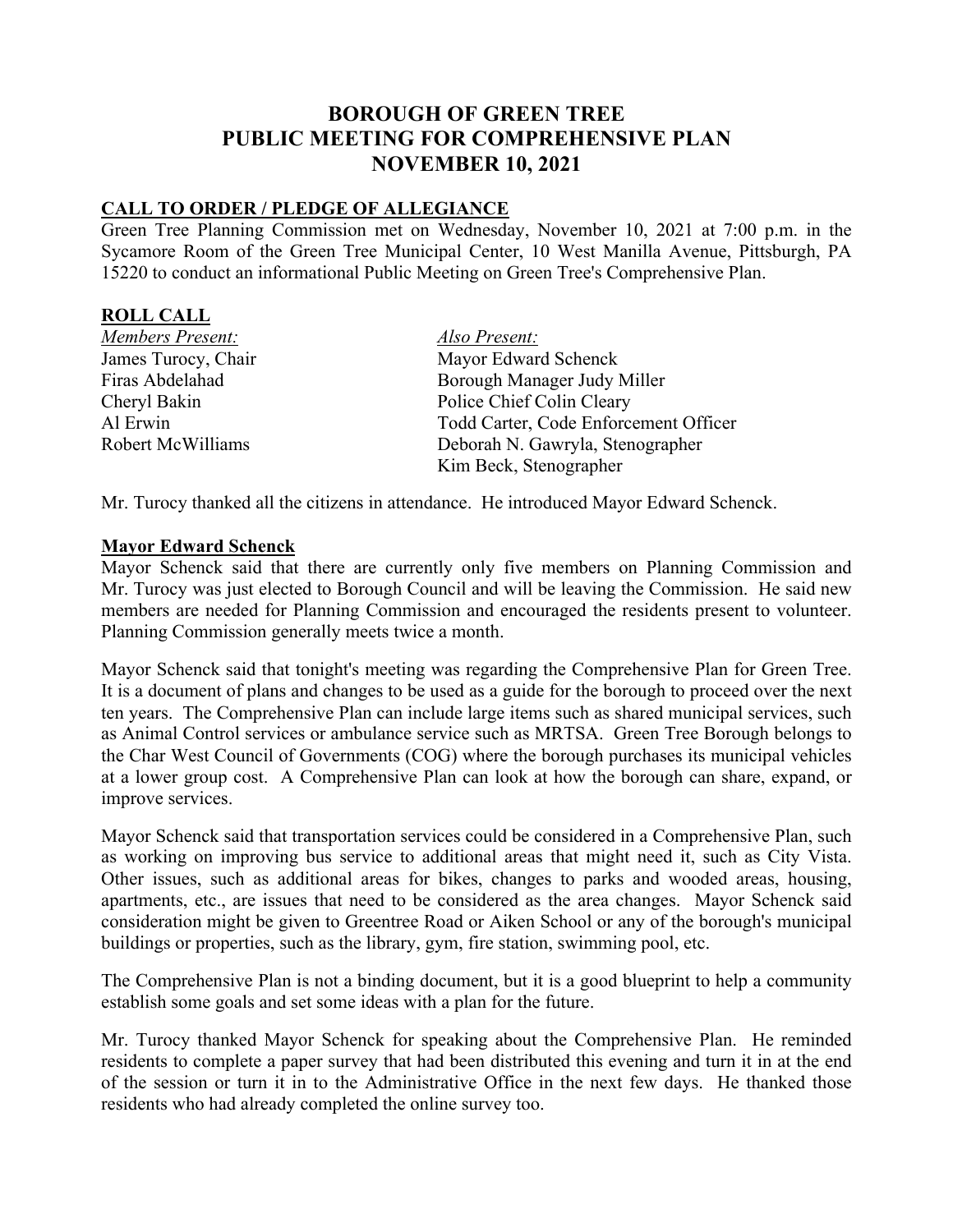# BOROUGH OF GREEN TREE
# PUBLIC MEETING FOR COMPREHENSIVE PLAN
# NOVEMBER 10, 2021

## CALL TO ORDER / PLEDGE OF ALLEGIANCE

Green Tree Planning Commission met on Wednesday, November 10, 2021 at 7:00 p.m. in the Sycamore Room of the Green Tree Municipal Center, 10 West Manilla Avenue, Pittsburgh, PA 15220 to conduct an informational Public Meeting on Green Tree's Comprehensive Plan.

## ROLL CALL

| *Members Present:* | *Also Present:* |
|---|---|
| James Turocy, Chair | Mayor Edward Schenck |
| Firas Abdelahad | Borough Manager Judy Miller |
| Cheryl Bakin | Police Chief Colin Cleary |
| Al Erwin | Todd Carter, Code Enforcement Officer |
| Robert McWilliams | Deborah N. Gawryla, Stenographer |
| | Kim Beck, Stenographer |

Mr. Turocy thanked all the citizens in attendance. He introduced Mayor Edward Schenck.

## Mayor Edward Schenck

Mayor Schenck said that there are currently only five members on Planning Commission and Mr. Turocy was just elected to Borough Council and will be leaving the Commission. He said new members are needed for Planning Commission and encouraged the residents present to volunteer. Planning Commission generally meets twice a month.

Mayor Schenck said that tonight's meeting was regarding the Comprehensive Plan for Green Tree. It is a document of plans and changes to be used as a guide for the borough to proceed over the next ten years. The Comprehensive Plan can include large items such as shared municipal services, such as Animal Control services or ambulance service such as MRTSA. Green Tree Borough belongs to the Char West Council of Governments (COG) where the borough purchases its municipal vehicles at a lower group cost. A Comprehensive Plan can look at how the borough can share, expand, or improve services.

Mayor Schenck said that transportation services could be considered in a Comprehensive Plan, such as working on improving bus service to additional areas that might need it, such as City Vista. Other issues, such as additional areas for bikes, changes to parks and wooded areas, housing, apartments, etc., are issues that need to be considered as the area changes. Mayor Schenck said consideration might be given to Greentree Road or Aiken School or any of the borough's municipal buildings or properties, such as the library, gym, fire station, swimming pool, etc.

The Comprehensive Plan is not a binding document, but it is a good blueprint to help a community establish some goals and set some ideas with a plan for the future.

Mr. Turocy thanked Mayor Schenck for speaking about the Comprehensive Plan. He reminded residents to complete a paper survey that had been distributed this evening and turn it in at the end of the session or turn it in to the Administrative Office in the next few days. He thanked those residents who had already completed the online survey too.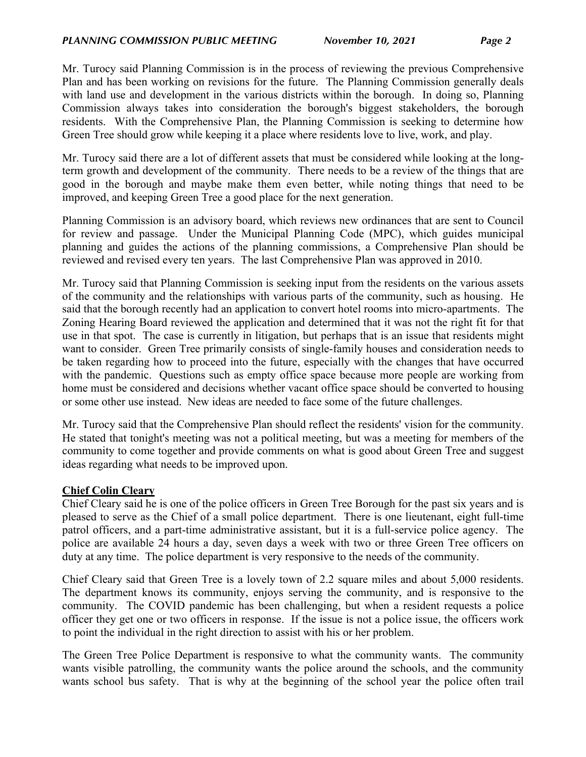Mr. Turocy said Planning Commission is in the process of reviewing the previous Comprehensive Plan and has been working on revisions for the future. The Planning Commission generally deals with land use and development in the various districts within the borough. In doing so, Planning Commission always takes into consideration the borough's biggest stakeholders, the borough residents. With the Comprehensive Plan, the Planning Commission is seeking to determine how Green Tree should grow while keeping it a place where residents love to live, work, and play.

Mr. Turocy said there are a lot of different assets that must be considered while looking at the long-term growth and development of the community. There needs to be a review of the things that are good in the borough and maybe make them even better, while noting things that need to be improved, and keeping Green Tree a good place for the next generation.

Planning Commission is an advisory board, which reviews new ordinances that are sent to Council for review and passage. Under the Municipal Planning Code (MPC), which guides municipal planning and guides the actions of the planning commissions, a Comprehensive Plan should be reviewed and revised every ten years. The last Comprehensive Plan was approved in 2010.

Mr. Turocy said that Planning Commission is seeking input from the residents on the various assets of the community and the relationships with various parts of the community, such as housing. He said that the borough recently had an application to convert hotel rooms into micro-apartments. The Zoning Hearing Board reviewed the application and determined that it was not the right fit for that use in that spot. The case is currently in litigation, but perhaps that is an issue that residents might want to consider. Green Tree primarily consists of single-family houses and consideration needs to be taken regarding how to proceed into the future, especially with the changes that have occurred with the pandemic. Questions such as empty office space because more people are working from home must be considered and decisions whether vacant office space should be converted to housing or some other use instead. New ideas are needed to face some of the future challenges.

Mr. Turocy said that the Comprehensive Plan should reflect the residents' vision for the community. He stated that tonight's meeting was not a political meeting, but was a meeting for members of the community to come together and provide comments on what is good about Green Tree and suggest ideas regarding what needs to be improved upon.

**Chief Colin Cleary**

Chief Cleary said he is one of the police officers in Green Tree Borough for the past six years and is pleased to serve as the Chief of a small police department. There is one lieutenant, eight full-time patrol officers, and a part-time administrative assistant, but it is a full-service police agency. The police are available 24 hours a day, seven days a week with two or three Green Tree officers on duty at any time. The police department is very responsive to the needs of the community.

Chief Cleary said that Green Tree is a lovely town of 2.2 square miles and about 5,000 residents. The department knows its community, enjoys serving the community, and is responsive to the community. The COVID pandemic has been challenging, but when a resident requests a police officer they get one or two officers in response. If the issue is not a police issue, the officers work to point the individual in the right direction to assist with his or her problem.

The Green Tree Police Department is responsive to what the community wants. The community wants visible patrolling, the community wants the police around the schools, and the community wants school bus safety. That is why at the beginning of the school year the police often trail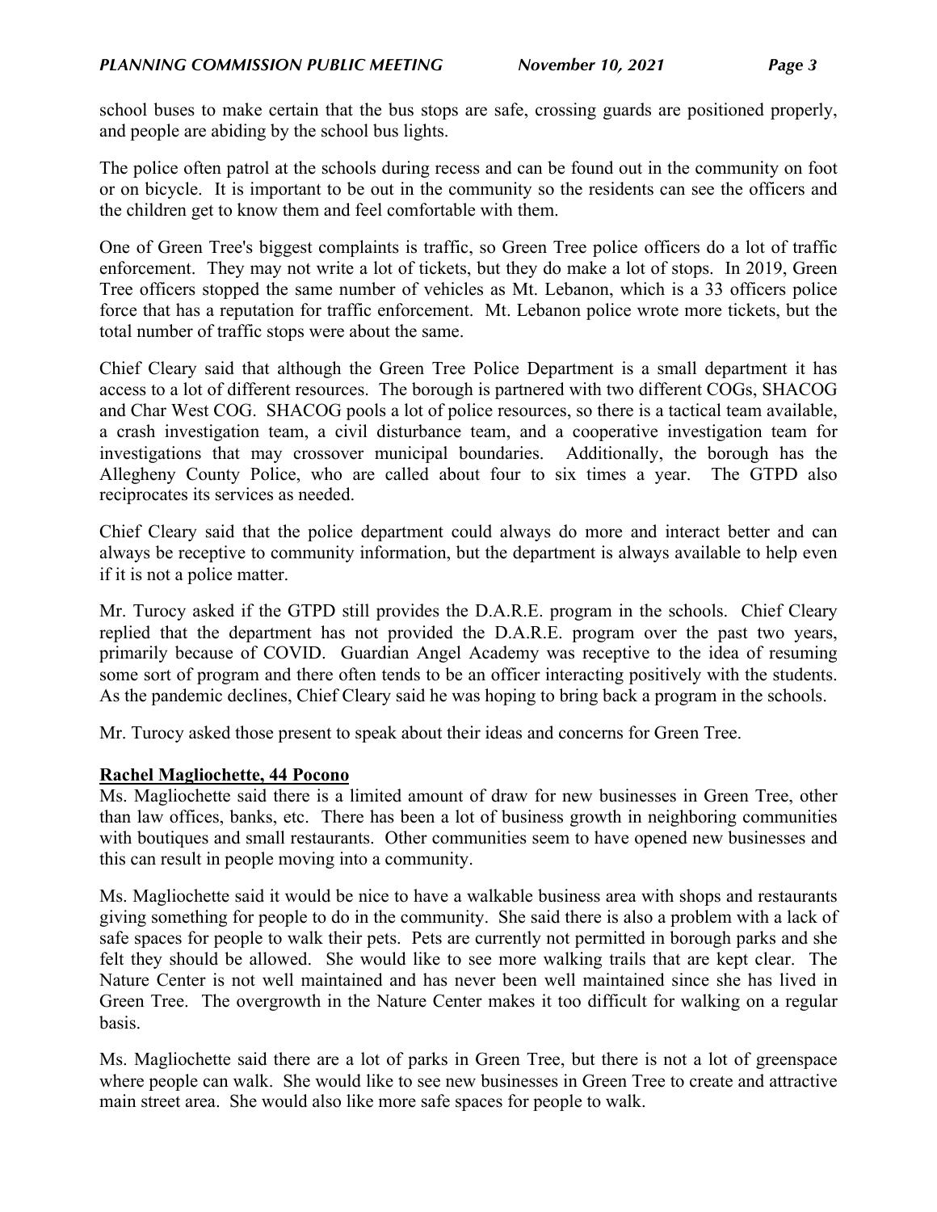school buses to make certain that the bus stops are safe, crossing guards are positioned properly, and people are abiding by the school bus lights.

The police often patrol at the schools during recess and can be found out in the community on foot or on bicycle. It is important to be out in the community so the residents can see the officers and the children get to know them and feel comfortable with them.

One of Green Tree's biggest complaints is traffic, so Green Tree police officers do a lot of traffic enforcement. They may not write a lot of tickets, but they do make a lot of stops. In 2019, Green Tree officers stopped the same number of vehicles as Mt. Lebanon, which is a 33 officers police force that has a reputation for traffic enforcement. Mt. Lebanon police wrote more tickets, but the total number of traffic stops were about the same.

Chief Cleary said that although the Green Tree Police Department is a small department it has access to a lot of different resources. The borough is partnered with two different COGs, SHACOG and Char West COG. SHACOG pools a lot of police resources, so there is a tactical team available, a crash investigation team, a civil disturbance team, and a cooperative investigation team for investigations that may crossover municipal boundaries. Additionally, the borough has the Allegheny County Police, who are called about four to six times a year. The GTPD also reciprocates its services as needed.

Chief Cleary said that the police department could always do more and interact better and can always be receptive to community information, but the department is always available to help even if it is not a police matter.

Mr. Turocy asked if the GTPD still provides the D.A.R.E. program in the schools. Chief Cleary replied that the department has not provided the D.A.R.E. program over the past two years, primarily because of COVID. Guardian Angel Academy was receptive to the idea of resuming some sort of program and there often tends to be an officer interacting positively with the students. As the pandemic declines, Chief Cleary said he was hoping to bring back a program in the schools.

Mr. Turocy asked those present to speak about their ideas and concerns for Green Tree.

**Rachel Magliochette, 44 Pocono**

Ms. Magliochette said there is a limited amount of draw for new businesses in Green Tree, other than law offices, banks, etc. There has been a lot of business growth in neighboring communities with boutiques and small restaurants. Other communities seem to have opened new businesses and this can result in people moving into a community.

Ms. Magliochette said it would be nice to have a walkable business area with shops and restaurants giving something for people to do in the community. She said there is also a problem with a lack of safe spaces for people to walk their pets. Pets are currently not permitted in borough parks and she felt they should be allowed. She would like to see more walking trails that are kept clear. The Nature Center is not well maintained and has never been well maintained since she has lived in Green Tree. The overgrowth in the Nature Center makes it too difficult for walking on a regular basis.

Ms. Magliochette said there are a lot of parks in Green Tree, but there is not a lot of greenspace where people can walk. She would like to see new businesses in Green Tree to create and attractive main street area. She would also like more safe spaces for people to walk.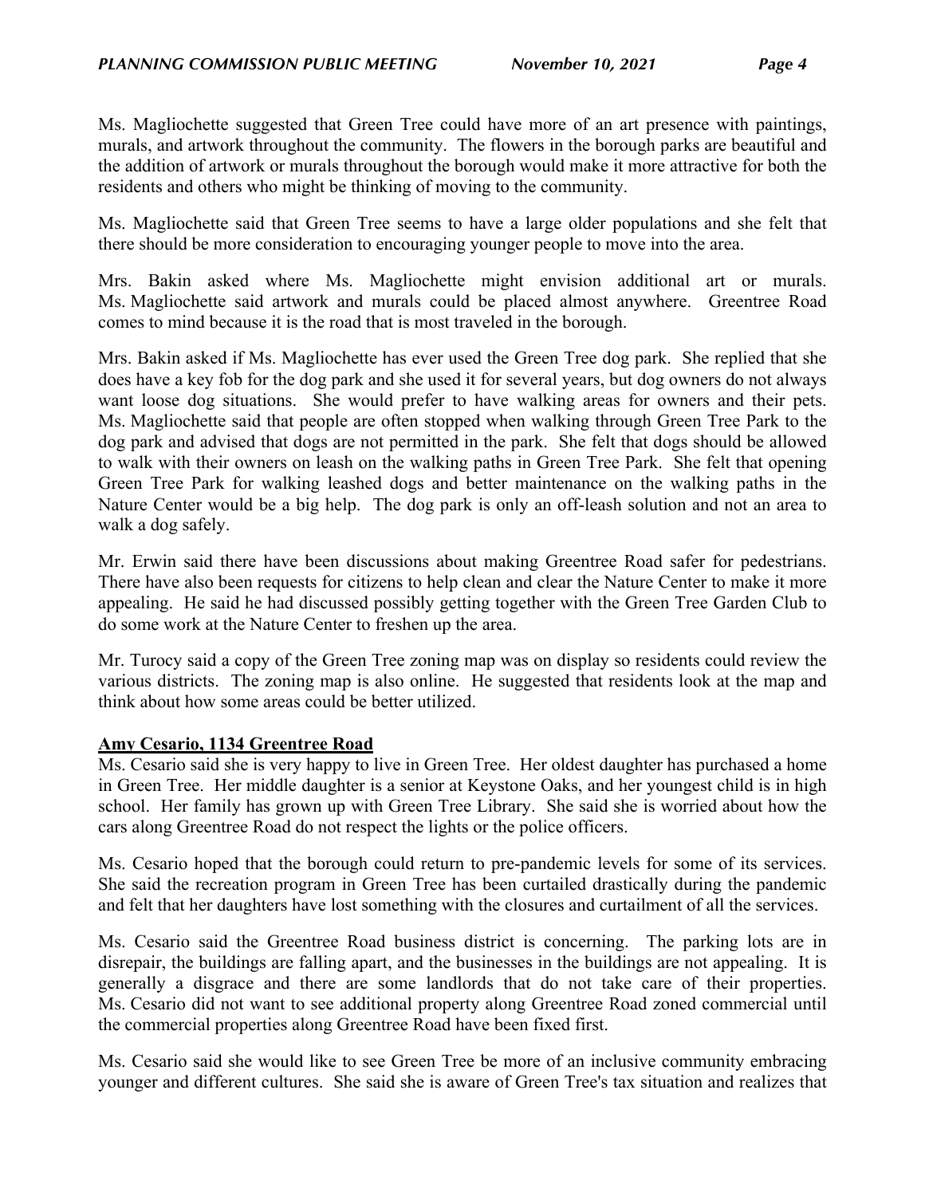Ms. Magliochette suggested that Green Tree could have more of an art presence with paintings, murals, and artwork throughout the community. The flowers in the borough parks are beautiful and the addition of artwork or murals throughout the borough would make it more attractive for both the residents and others who might be thinking of moving to the community.

Ms. Magliochette said that Green Tree seems to have a large older populations and she felt that there should be more consideration to encouraging younger people to move into the area.

Mrs. Bakin asked where Ms. Magliochette might envision additional art or murals. Ms. Magliochette said artwork and murals could be placed almost anywhere. Greentree Road comes to mind because it is the road that is most traveled in the borough.

Mrs. Bakin asked if Ms. Magliochette has ever used the Green Tree dog park. She replied that she does have a key fob for the dog park and she used it for several years, but dog owners do not always want loose dog situations. She would prefer to have walking areas for owners and their pets. Ms. Magliochette said that people are often stopped when walking through Green Tree Park to the dog park and advised that dogs are not permitted in the park. She felt that dogs should be allowed to walk with their owners on leash on the walking paths in Green Tree Park. She felt that opening Green Tree Park for walking leashed dogs and better maintenance on the walking paths in the Nature Center would be a big help. The dog park is only an off-leash solution and not an area to walk a dog safely.

Mr. Erwin said there have been discussions about making Greentree Road safer for pedestrians. There have also been requests for citizens to help clean and clear the Nature Center to make it more appealing. He said he had discussed possibly getting together with the Green Tree Garden Club to do some work at the Nature Center to freshen up the area.

Mr. Turocy said a copy of the Green Tree zoning map was on display so residents could review the various districts. The zoning map is also online. He suggested that residents look at the map and think about how some areas could be better utilized.

**Amy Cesario, 1134 Greentree Road**

Ms. Cesario said she is very happy to live in Green Tree. Her oldest daughter has purchased a home in Green Tree. Her middle daughter is a senior at Keystone Oaks, and her youngest child is in high school. Her family has grown up with Green Tree Library. She said she is worried about how the cars along Greentree Road do not respect the lights or the police officers.

Ms. Cesario hoped that the borough could return to pre-pandemic levels for some of its services. She said the recreation program in Green Tree has been curtailed drastically during the pandemic and felt that her daughters have lost something with the closures and curtailment of all the services.

Ms. Cesario said the Greentree Road business district is concerning. The parking lots are in disrepair, the buildings are falling apart, and the businesses in the buildings are not appealing. It is generally a disgrace and there are some landlords that do not take care of their properties. Ms. Cesario did not want to see additional property along Greentree Road zoned commercial until the commercial properties along Greentree Road have been fixed first.

Ms. Cesario said she would like to see Green Tree be more of an inclusive community embracing younger and different cultures. She said she is aware of Green Tree's tax situation and realizes that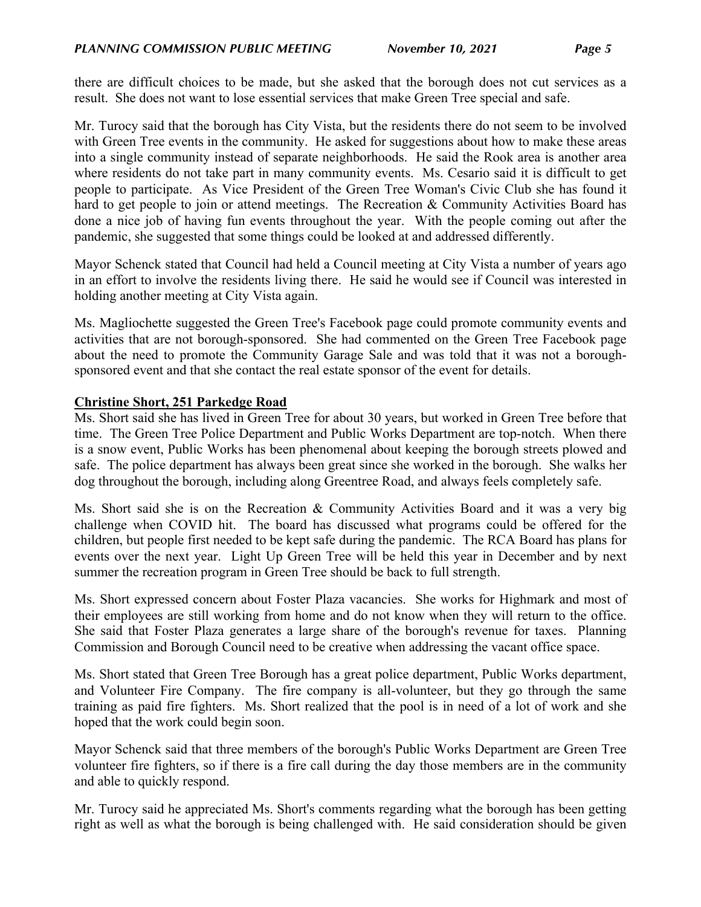there are difficult choices to be made, but she asked that the borough does not cut services as a result. She does not want to lose essential services that make Green Tree special and safe.

Mr. Turocy said that the borough has City Vista, but the residents there do not seem to be involved with Green Tree events in the community. He asked for suggestions about how to make these areas into a single community instead of separate neighborhoods. He said the Rook area is another area where residents do not take part in many community events. Ms. Cesario said it is difficult to get people to participate. As Vice President of the Green Tree Woman's Civic Club she has found it hard to get people to join or attend meetings. The Recreation & Community Activities Board has done a nice job of having fun events throughout the year. With the people coming out after the pandemic, she suggested that some things could be looked at and addressed differently.

Mayor Schenck stated that Council had held a Council meeting at City Vista a number of years ago in an effort to involve the residents living there. He said he would see if Council was interested in holding another meeting at City Vista again.

Ms. Magliochette suggested the Green Tree's Facebook page could promote community events and activities that are not borough-sponsored. She had commented on the Green Tree Facebook page about the need to promote the Community Garage Sale and was told that it was not a borough-sponsored event and that she contact the real estate sponsor of the event for details.

**Christine Short, 251 Parkedge Road**

Ms. Short said she has lived in Green Tree for about 30 years, but worked in Green Tree before that time. The Green Tree Police Department and Public Works Department are top-notch. When there is a snow event, Public Works has been phenomenal about keeping the borough streets plowed and safe. The police department has always been great since she worked in the borough. She walks her dog throughout the borough, including along Greentree Road, and always feels completely safe.

Ms. Short said she is on the Recreation & Community Activities Board and it was a very big challenge when COVID hit. The board has discussed what programs could be offered for the children, but people first needed to be kept safe during the pandemic. The RCA Board has plans for events over the next year. Light Up Green Tree will be held this year in December and by next summer the recreation program in Green Tree should be back to full strength.

Ms. Short expressed concern about Foster Plaza vacancies. She works for Highmark and most of their employees are still working from home and do not know when they will return to the office. She said that Foster Plaza generates a large share of the borough's revenue for taxes. Planning Commission and Borough Council need to be creative when addressing the vacant office space.

Ms. Short stated that Green Tree Borough has a great police department, Public Works department, and Volunteer Fire Company. The fire company is all-volunteer, but they go through the same training as paid fire fighters. Ms. Short realized that the pool is in need of a lot of work and she hoped that the work could begin soon.

Mayor Schenck said that three members of the borough's Public Works Department are Green Tree volunteer fire fighters, so if there is a fire call during the day those members are in the community and able to quickly respond.

Mr. Turocy said he appreciated Ms. Short's comments regarding what the borough has been getting right as well as what the borough is being challenged with. He said consideration should be given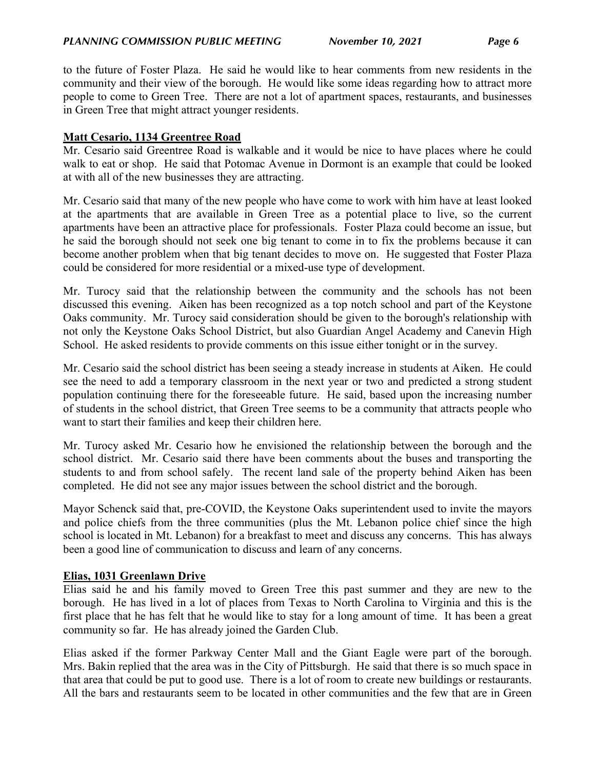to the future of Foster Plaza. He said he would like to hear comments from new residents in the community and their view of the borough. He would like some ideas regarding how to attract more people to come to Green Tree. There are not a lot of apartment spaces, restaurants, and businesses in Green Tree that might attract younger residents.

**Matt Cesario, 1134 Greentree Road**

Mr. Cesario said Greentree Road is walkable and it would be nice to have places where he could walk to eat or shop. He said that Potomac Avenue in Dormont is an example that could be looked at with all of the new businesses they are attracting.

Mr. Cesario said that many of the new people who have come to work with him have at least looked at the apartments that are available in Green Tree as a potential place to live, so the current apartments have been an attractive place for professionals. Foster Plaza could become an issue, but he said the borough should not seek one big tenant to come in to fix the problems because it can become another problem when that big tenant decides to move on. He suggested that Foster Plaza could be considered for more residential or a mixed-use type of development.

Mr. Turocy said that the relationship between the community and the schools has not been discussed this evening. Aiken has been recognized as a top notch school and part of the Keystone Oaks community. Mr. Turocy said consideration should be given to the borough's relationship with not only the Keystone Oaks School District, but also Guardian Angel Academy and Canevin High School. He asked residents to provide comments on this issue either tonight or in the survey.

Mr. Cesario said the school district has been seeing a steady increase in students at Aiken. He could see the need to add a temporary classroom in the next year or two and predicted a strong student population continuing there for the foreseeable future. He said, based upon the increasing number of students in the school district, that Green Tree seems to be a community that attracts people who want to start their families and keep their children here.

Mr. Turocy asked Mr. Cesario how he envisioned the relationship between the borough and the school district. Mr. Cesario said there have been comments about the buses and transporting the students to and from school safely. The recent land sale of the property behind Aiken has been completed. He did not see any major issues between the school district and the borough.

Mayor Schenck said that, pre-COVID, the Keystone Oaks superintendent used to invite the mayors and police chiefs from the three communities (plus the Mt. Lebanon police chief since the high school is located in Mt. Lebanon) for a breakfast to meet and discuss any concerns. This has always been a good line of communication to discuss and learn of any concerns.

**Elias, 1031 Greenlawn Drive**

Elias said he and his family moved to Green Tree this past summer and they are new to the borough. He has lived in a lot of places from Texas to North Carolina to Virginia and this is the first place that he has felt that he would like to stay for a long amount of time. It has been a great community so far. He has already joined the Garden Club.

Elias asked if the former Parkway Center Mall and the Giant Eagle were part of the borough. Mrs. Bakin replied that the area was in the City of Pittsburgh. He said that there is so much space in that area that could be put to good use. There is a lot of room to create new buildings or restaurants. All the bars and restaurants seem to be located in other communities and the few that are in Green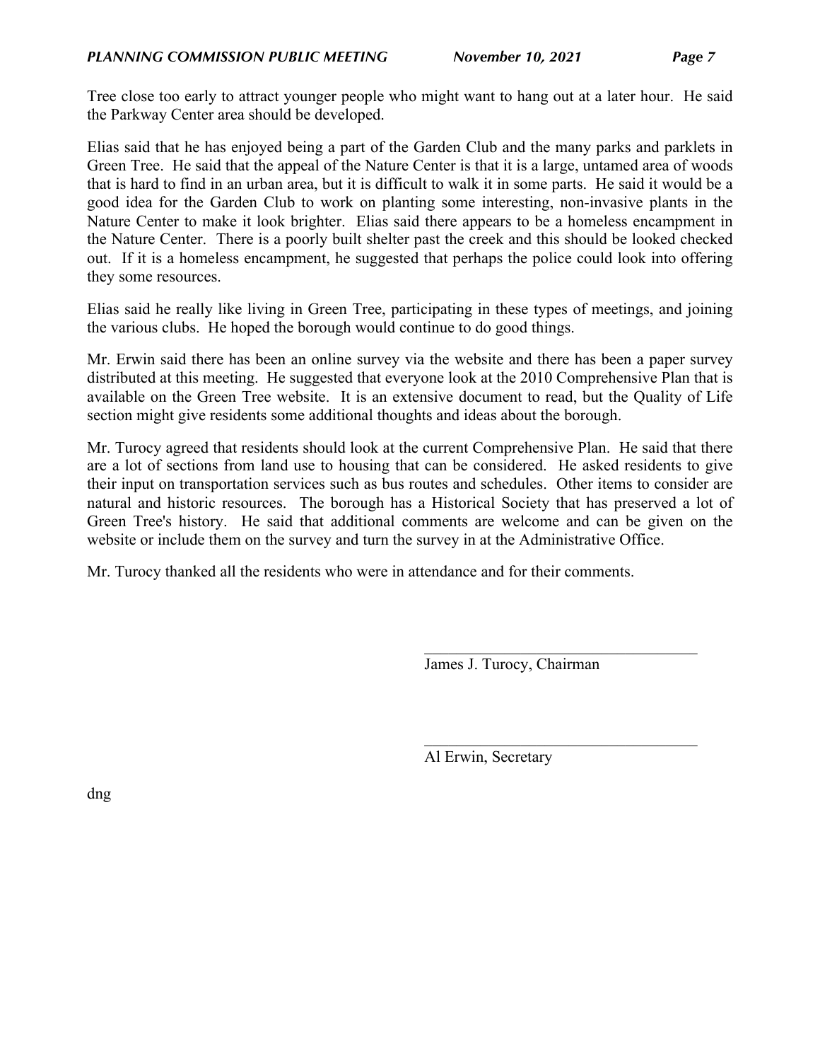Tree close too early to attract younger people who might want to hang out at a later hour. He said the Parkway Center area should be developed.

Elias said that he has enjoyed being a part of the Garden Club and the many parks and parklets in Green Tree. He said that the appeal of the Nature Center is that it is a large, untamed area of woods that is hard to find in an urban area, but it is difficult to walk it in some parts. He said it would be a good idea for the Garden Club to work on planting some interesting, non-invasive plants in the Nature Center to make it look brighter. Elias said there appears to be a homeless encampment in the Nature Center. There is a poorly built shelter past the creek and this should be looked checked out. If it is a homeless encampment, he suggested that perhaps the police could look into offering they some resources.

Elias said he really like living in Green Tree, participating in these types of meetings, and joining the various clubs. He hoped the borough would continue to do good things.

Mr. Erwin said there has been an online survey via the website and there has been a paper survey distributed at this meeting. He suggested that everyone look at the 2010 Comprehensive Plan that is available on the Green Tree website. It is an extensive document to read, but the Quality of Life section might give residents some additional thoughts and ideas about the borough.

Mr. Turocy agreed that residents should look at the current Comprehensive Plan. He said that there are a lot of sections from land use to housing that can be considered. He asked residents to give their input on transportation services such as bus routes and schedules. Other items to consider are natural and historic resources. The borough has a Historical Society that has preserved a lot of Green Tree's history. He said that additional comments are welcome and can be given on the website or include them on the survey and turn the survey in at the Administrative Office.

Mr. Turocy thanked all the residents who were in attendance and for their comments.

James J. Turocy, Chairman

Al Erwin, Secretary

dng